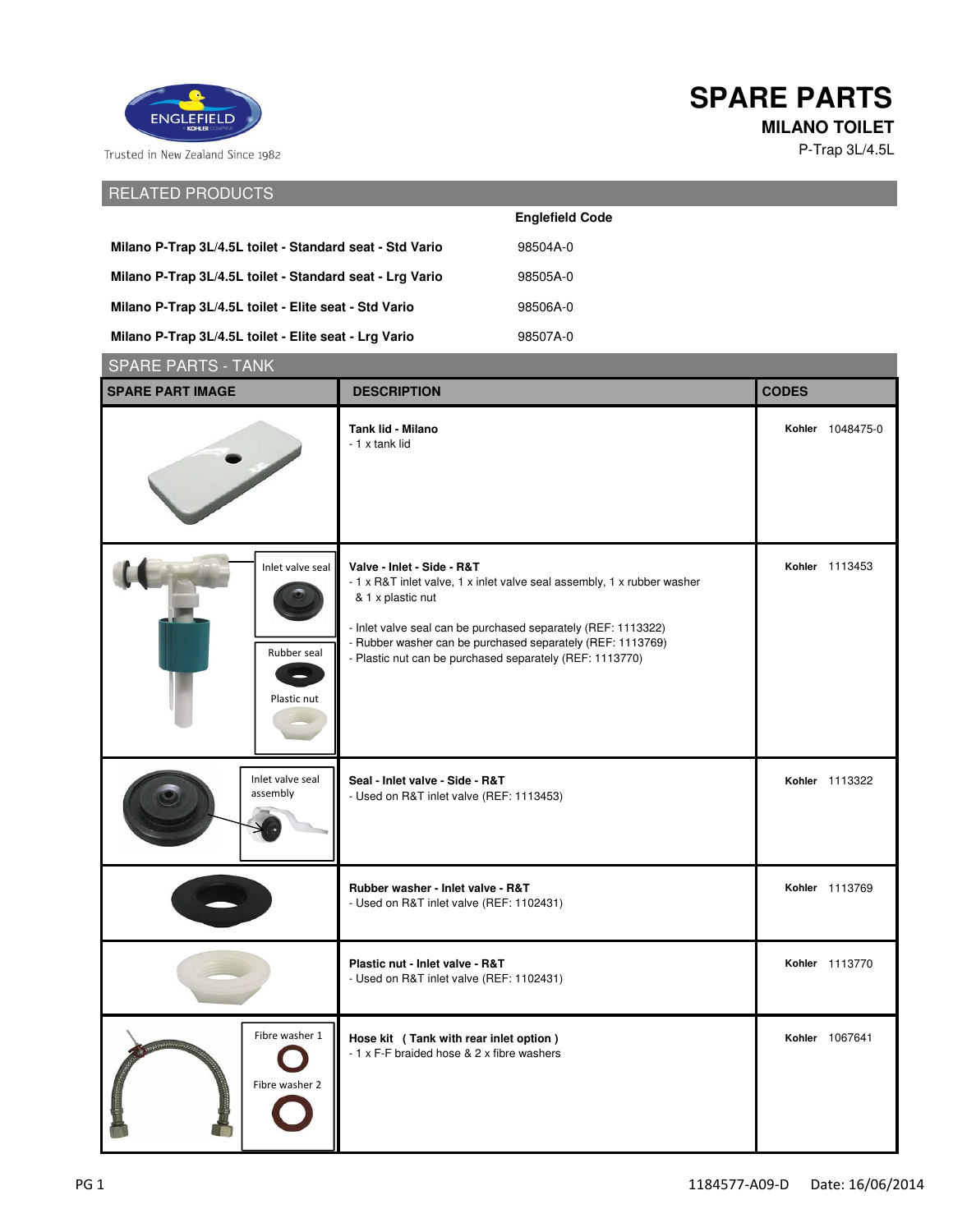# SPARE PARTS

## MILANO TOILET

P-Trap 3L/4.5L

Trusted in New Zealand Since 1982

## RELATED PRODUCTS

| | Englefield Code |
|---|---|
| **Milano P-Trap 3L/4.5L toilet - Standard seat - Std Vario** | 98504A-0 |
| **Milano P-Trap 3L/4.5L toilet - Standard seat - Lrg Vario** | 98505A-0 |
| **Milano P-Trap 3L/4.5L toilet - Elite seat - Std Vario** | 98506A-0 |
| **Milano P-Trap 3L/4.5L toilet - Elite seat - Lrg Vario** | 98507A-0 |

## SPARE PARTS - TANK

| SPARE PART IMAGE | DESCRIPTION | CODES |
|---|---|---|
| | **Tank lid - Milano**<br>- 1 x tank lid | **Kohler** 1048475-0 |
| Inlet valve seal<br>Rubber seal<br>Plastic nut | **Valve - Inlet - Side - R&T**<br>- 1 x R&T inlet valve, 1 x inlet valve seal assembly, 1 x rubber washer & 1 x plastic nut<br><br>- Inlet valve seal can be purchased separately (REF: 1113322)<br>- Rubber washer can be purchased separately (REF: 1113769)<br>- Plastic nut can be purchased separately (REF: 1113770) | **Kohler** 1113453 |
| Inlet valve seal assembly | **Seal - Inlet valve - Side - R&T**<br>- Used on R&T inlet valve (REF: 1113453) | **Kohler** 1113322 |
| | **Rubber washer - Inlet valve - R&T**<br>- Used on R&T inlet valve (REF: 1102431) | **Kohler** 1113769 |
| | **Plastic nut - Inlet valve - R&T**<br>- Used on R&T inlet valve (REF: 1102431) | **Kohler** 1113770 |
| Fibre washer 1<br>Fibre washer 2 | **Hose kit ( Tank with rear inlet option )**<br>- 1 x F-F braided hose & 2 x fibre washers | **Kohler** 1067641 |

PG 1 1184577-A09-D Date: 16/06/2014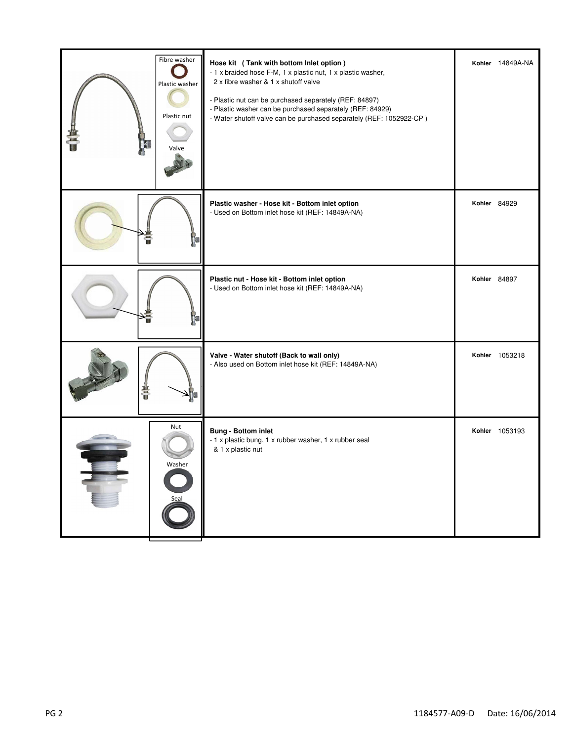| Image | Description | Part No. |
|---|---|---|
| Fibre washer<br>Plastic washer<br>Plastic nut<br>Valve | **Hose kit ( Tank with bottom Inlet option )**<br>- 1 x braided hose F-M, 1 x plastic nut, 1 x plastic washer, 2 x fibre washer & 1 x shutoff valve<br><br>- Plastic nut can be purchased separately (REF: 84897)<br>- Plastic washer can be purchased separately (REF: 84929)<br>- Water shutoff valve can be purchased separately (REF: 1052922-CP ) | **Kohler** 14849A-NA |
| | **Plastic washer - Hose kit - Bottom inlet option**<br>- Used on Bottom inlet hose kit (REF: 14849A-NA) | **Kohler** 84929 |
| | **Plastic nut - Hose kit - Bottom inlet option**<br>- Used on Bottom inlet hose kit (REF: 14849A-NA) | **Kohler** 84897 |
| | **Valve - Water shutoff (Back to wall only)**<br>- Also used on Bottom inlet hose kit (REF: 14849A-NA) | **Kohler** 1053218 |
| Nut<br>Washer<br>Seal | **Bung - Bottom inlet**<br>- 1 x plastic bung, 1 x rubber washer, 1 x rubber seal & 1 x plastic nut | **Kohler** 1053193 |

1184577-A09-D Date: 16/06/2014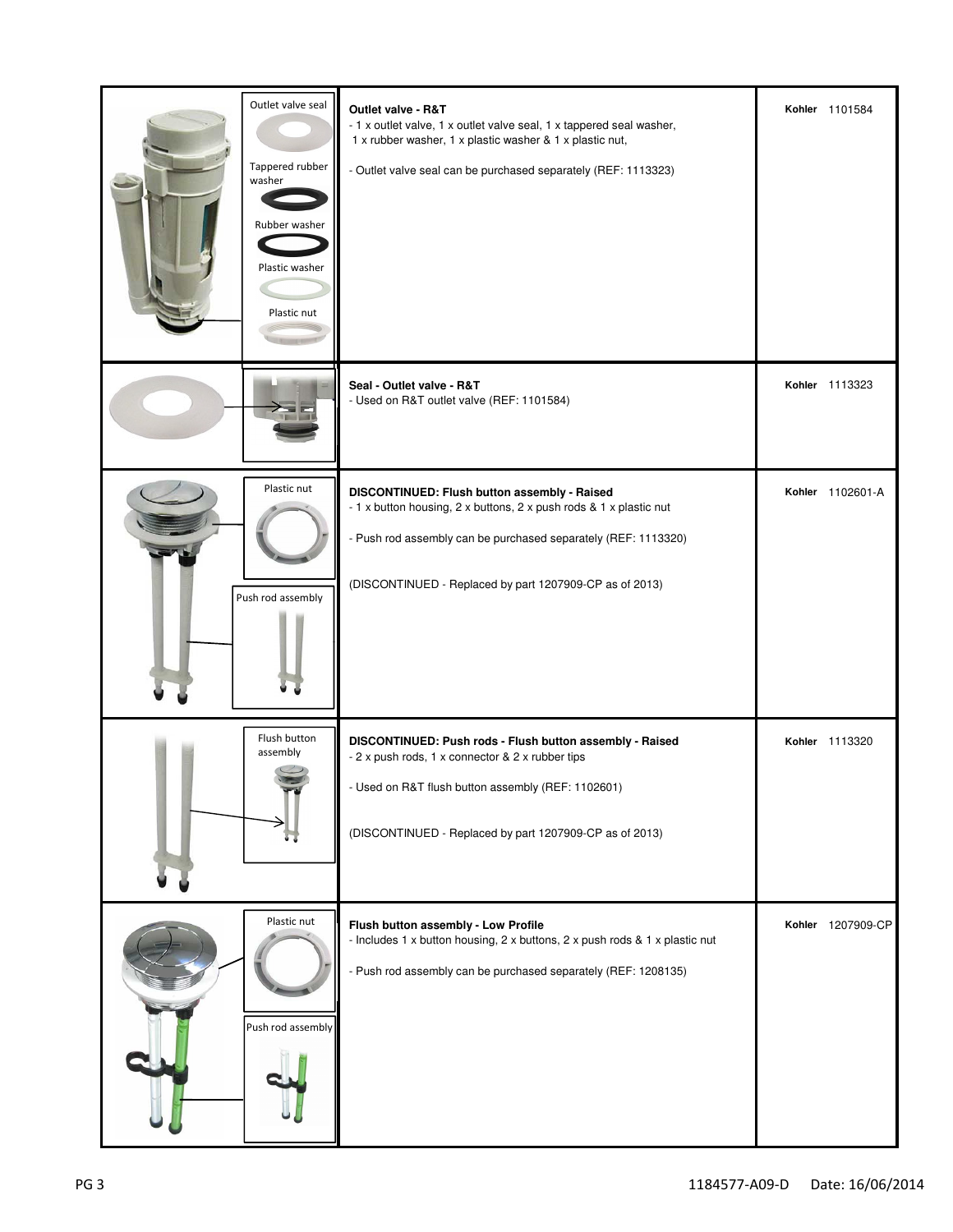| Image labels | Description | Part |
| --- | --- | --- |
| Outlet valve seal, Tappered rubber washer, Rubber washer, Plastic washer, Plastic nut | **Outlet valve - R&T**<br>- 1 x outlet valve, 1 x outlet valve seal, 1 x tappered seal washer, 1 x rubber washer, 1 x plastic washer & 1 x plastic nut,<br><br>- Outlet valve seal can be purchased separately (REF: 1113323) | **Kohler** 1101584 |
| | **Seal - Outlet valve - R&T**<br>- Used on R&T outlet valve (REF: 1101584) | **Kohler** 1113323 |
| Plastic nut, Push rod assembly | **DISCONTINUED: Flush button assembly - Raised**<br>- 1 x button housing, 2 x buttons, 2 x push rods & 1 x plastic nut<br><br>- Push rod assembly can be purchased separately (REF: 1113320)<br><br>(DISCONTINUED - Replaced by part 1207909-CP as of 2013) | **Kohler** 1102601-A |
| Flush button assembly | **DISCONTINUED: Push rods - Flush button assembly - Raised**<br>- 2 x push rods, 1 x connector & 2 x rubber tips<br><br>- Used on R&T flush button assembly (REF: 1102601)<br><br>(DISCONTINUED - Replaced by part 1207909-CP as of 2013) | **Kohler** 1113320 |
| Plastic nut, Push rod assembly | **Flush button assembly - Low Profile**<br>- Includes 1 x button housing, 2 x buttons, 2 x push rods & 1 x plastic nut<br><br>- Push rod assembly can be purchased separately (REF: 1208135) | **Kohler** 1207909-CP |

1184577-A09-D Date: 16/06/2014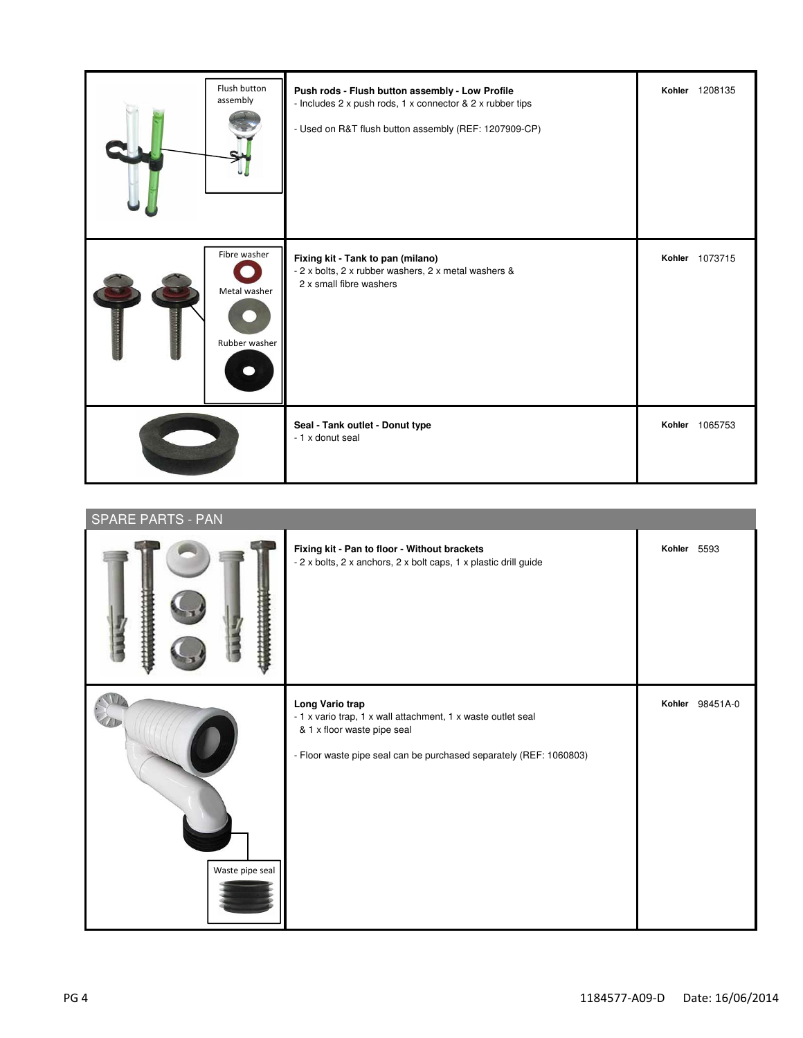| Image | Description | Part No. |
| --- | --- | --- |
| Flush button assembly | **Push rods - Flush button assembly - Low Profile**<br>- Includes 2 x push rods, 1 x connector & 2 x rubber tips<br><br>- Used on R&T flush button assembly (REF: 1207909-CP) | **Kohler** 1208135 |
| Fibre washer<br>Metal washer<br>Rubber washer | **Fixing kit - Tank to pan (milano)**<br>- 2 x bolts, 2 x rubber washers, 2 x metal washers & 2 x small fibre washers | **Kohler** 1073715 |
| | **Seal - Tank outlet - Donut type**<br>- 1 x donut seal | **Kohler** 1065753 |

## SPARE PARTS - PAN

| Image | Description | Part No. |
| --- | --- | --- |
| | **Fixing kit - Pan to floor - Without brackets**<br>- 2 x bolts, 2 x anchors, 2 x bolt caps, 1 x plastic drill guide | **Kohler** 5593 |
| Waste pipe seal | **Long Vario trap**<br>- 1 x vario trap, 1 x wall attachment, 1 x waste outlet seal & 1 x floor waste pipe seal<br><br>- Floor waste pipe seal can be purchased separately (REF: 1060803) | **Kohler** 98451A-0 |

1184577-A09-D Date: 16/06/2014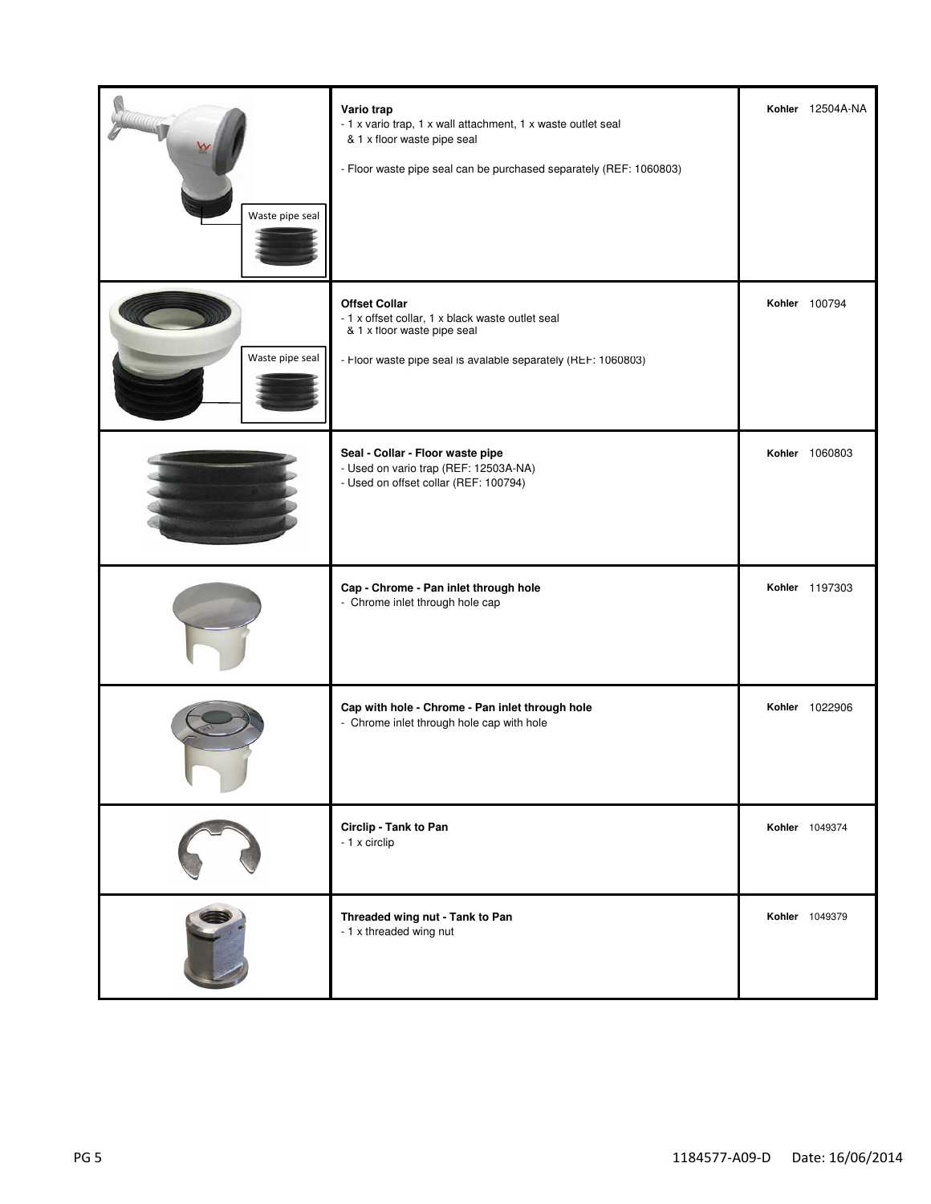| | | |
|---|---|---|
| Waste pipe seal | **Vario trap**<br>- 1 x vario trap, 1 x wall attachment, 1 x waste outlet seal & 1 x floor waste pipe seal<br><br>- Floor waste pipe seal can be purchased separately (REF: 1060803) | **Kohler** 12504A-NA |
| Waste pipe seal | **Offset Collar**<br>- 1 x offset collar, 1 x black waste outlet seal & 1 x floor waste pipe seal<br><br>- Floor waste pipe seal is avalable separately (REF: 1060803) | **Kohler** 100794 |
| | **Seal - Collar - Floor waste pipe**<br>- Used on vario trap (REF: 12503A-NA)<br>- Used on offset collar (REF: 100794) | **Kohler** 1060803 |
| | **Cap - Chrome - Pan inlet through hole**<br>- Chrome inlet through hole cap | **Kohler** 1197303 |
| | **Cap with hole - Chrome - Pan inlet through hole**<br>- Chrome inlet through hole cap with hole | **Kohler** 1022906 |
| | **Circlip - Tank to Pan**<br>- 1 x circlip | **Kohler** 1049374 |
| | **Threaded wing nut - Tank to Pan**<br>- 1 x threaded wing nut | **Kohler** 1049379 |

1184577-A09-D Date: 16/06/2014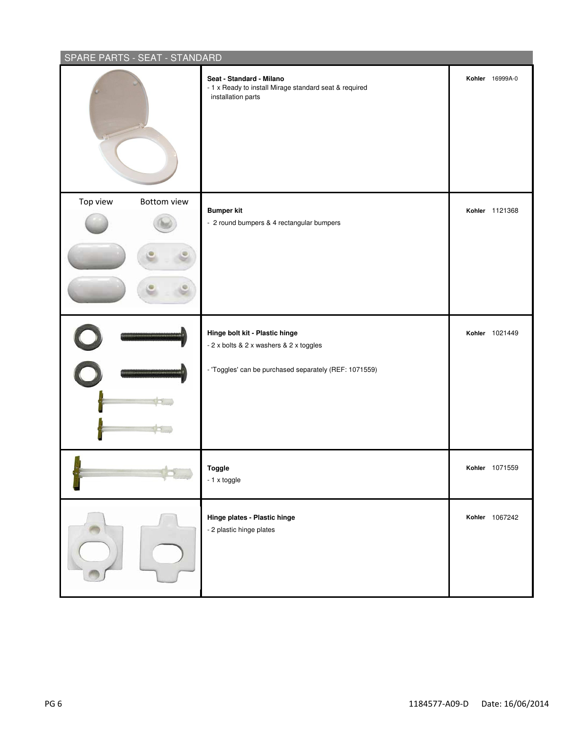## SPARE PARTS - SEAT - STANDARD

| | | |
|---|---|---|
| | **Seat - Standard - Milano**<br>- 1 x Ready to install Mirage standard seat & required installation parts | **Kohler** 16999A-0 |
| Top view Bottom view | **Bumper kit**<br>- 2 round bumpers & 4 rectangular bumpers | **Kohler** 1121368 |
| | **Hinge bolt kit - Plastic hinge**<br>- 2 x bolts & 2 x washers & 2 x toggles<br><br>- 'Toggles' can be purchased separately (REF: 1071559) | **Kohler** 1021449 |
| | **Toggle**<br>- 1 x toggle | **Kohler** 1071559 |
| | **Hinge plates - Plastic hinge**<br>- 2 plastic hinge plates | **Kohler** 1067242 |

1184577-A09-D Date: 16/06/2014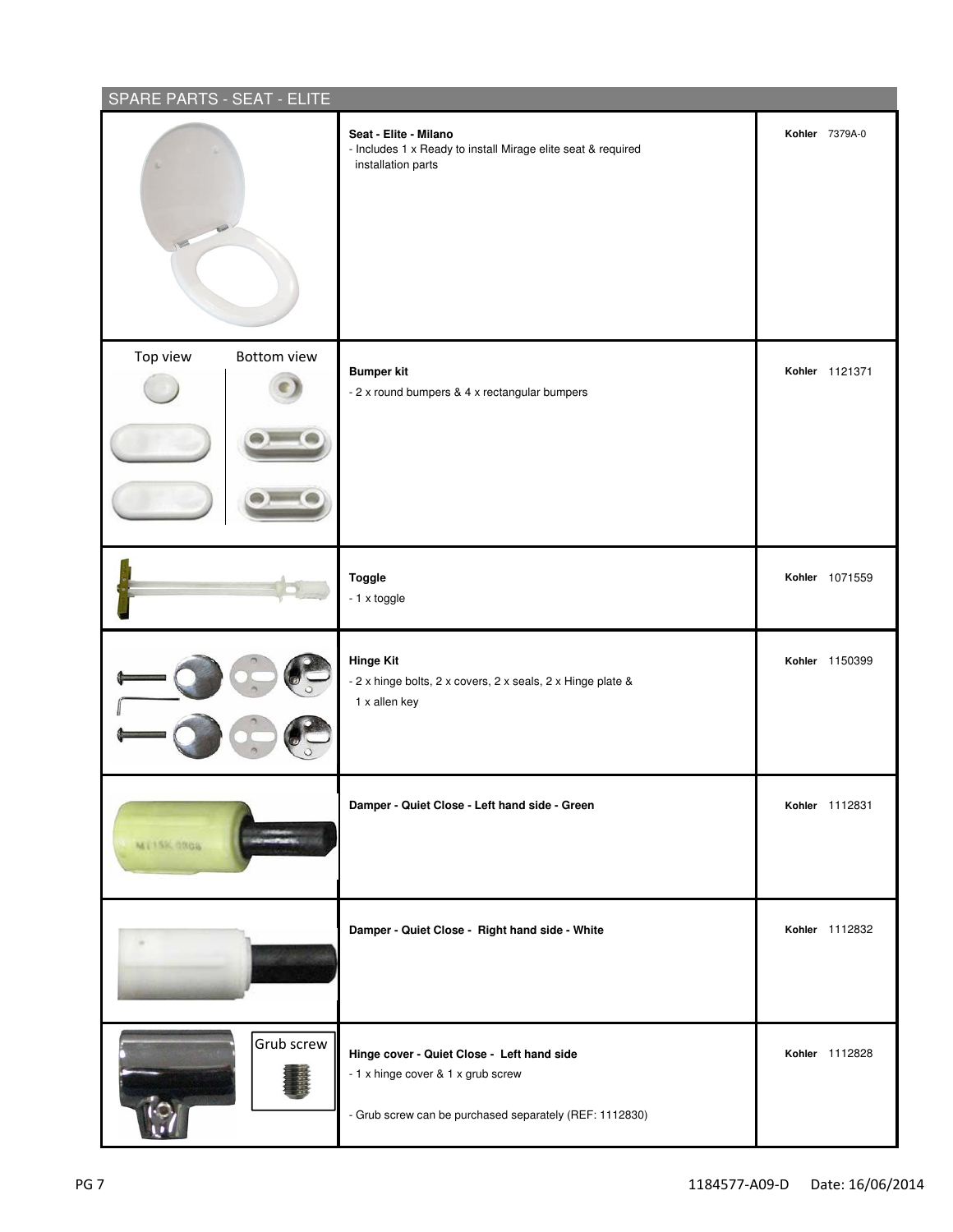## SPARE PARTS - SEAT - ELITE

| | Description | Part No. |
|---|---|---|
| | **Seat - Elite - Milano**<br>- Includes 1 x Ready to install Mirage elite seat & required installation parts | **Kohler** 7379A-0 |
| Top view / Bottom view | **Bumper kit**<br>- 2 x round bumpers & 4 x rectangular bumpers | **Kohler** 1121371 |
| | **Toggle**<br>- 1 x toggle | **Kohler** 1071559 |
| | **Hinge Kit**<br>- 2 x hinge bolts, 2 x covers, 2 x seals, 2 x Hinge plate & 1 x allen key | **Kohler** 1150399 |
| | **Damper - Quiet Close - Left hand side - Green** | **Kohler** 1112831 |
| | **Damper - Quiet Close - Right hand side - White** | **Kohler** 1112832 |
| Grub screw | **Hinge cover - Quiet Close - Left hand side**<br>- 1 x hinge cover & 1 x grub screw<br><br>- Grub screw can be purchased separately (REF: 1112830) | **Kohler** 1112828 |

1184577-A09-D Date: 16/06/2014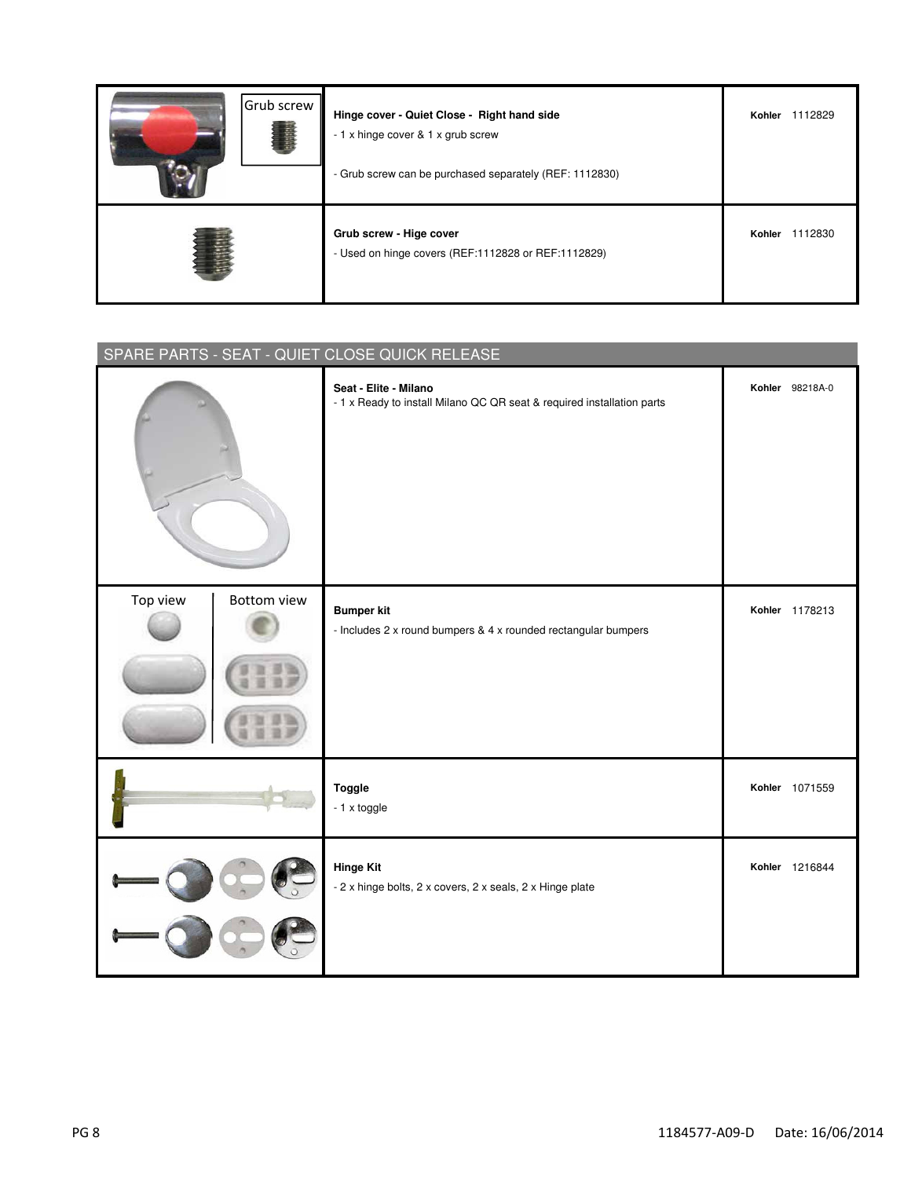| | | |
|---|---|---|
| Grub screw | **Hinge cover - Quiet Close - Right hand side**<br>- 1 x hinge cover & 1 x grub screw<br><br>- Grub screw can be purchased separately (REF: 1112830) | **Kohler** 1112829 |
| | **Grub screw - Hige cover**<br>- Used on hinge covers (REF:1112828 or REF:1112829) | **Kohler** 1112830 |

## SPARE PARTS - SEAT - QUIET CLOSE QUICK RELEASE

| | | |
|---|---|---|
| | **Seat - Elite - Milano**<br>- 1 x Ready to install Milano QC QR seat & required installation parts | **Kohler** 98218A-0 |
| Top view / Bottom view | **Bumper kit**<br>- Includes 2 x round bumpers & 4 x rounded rectangular bumpers | **Kohler** 1178213 |
| | **Toggle**<br>- 1 x toggle | **Kohler** 1071559 |
| | **Hinge Kit**<br>- 2 x hinge bolts, 2 x covers, 2 x seals, 2 x Hinge plate | **Kohler** 1216844 |

1184577-A09-D Date: 16/06/2014